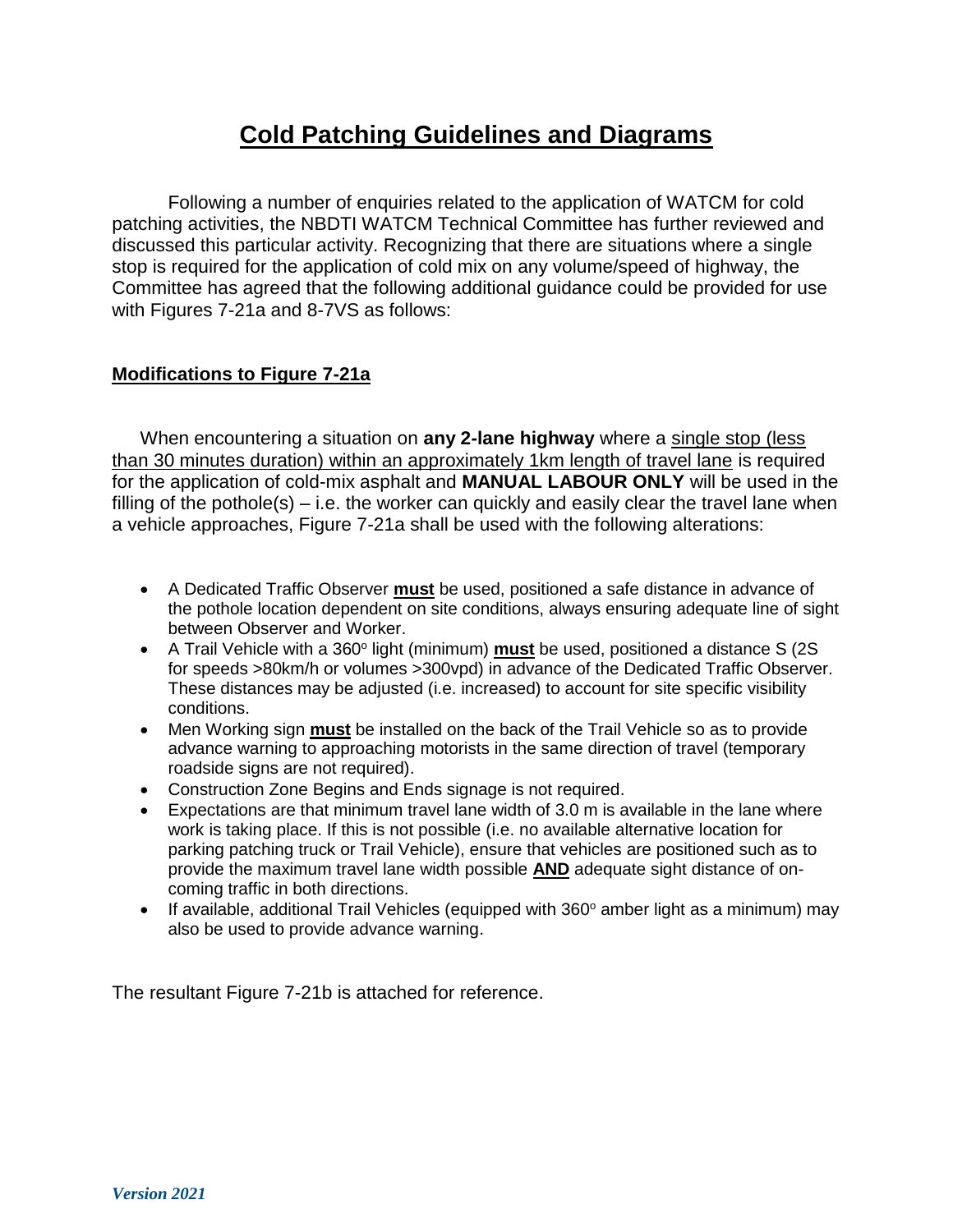# Cold Patching Guidelines and Diagrams

Following a number of enquiries related to the application of WATCM for cold patching activities, the NBDTI WATCM Technical Committee has further reviewed and discussed this particular activity. Recognizing that there are situations where a single stop is required for the application of cold mix on any volume/speed of highway, the Committee has agreed that the following additional guidance could be provided for use with Figures 7-21a and 8-7VS as follows:

## Modifications to Figure 7-21a

When encountering a situation on **any 2-lane highway** where a single stop (less than 30 minutes duration) within an approximately 1km length of travel lane is required for the application of cold-mix asphalt and **MANUAL LABOUR ONLY** will be used in the filling of the pothole(s) – i.e. the worker can quickly and easily clear the travel lane when a vehicle approaches, Figure 7-21a shall be used with the following alterations:

- A Dedicated Traffic Observer **must** be used, positioned a safe distance in advance of the pothole location dependent on site conditions, always ensuring adequate line of sight between Observer and Worker.
- A Trail Vehicle with a 360° light (minimum) **must** be used, positioned a distance S (2S for speeds >80km/h or volumes >300vpd) in advance of the Dedicated Traffic Observer. These distances may be adjusted (i.e. increased) to account for site specific visibility conditions.
- Men Working sign **must** be installed on the back of the Trail Vehicle so as to provide advance warning to approaching motorists in the same direction of travel (temporary roadside signs are not required).
- Construction Zone Begins and Ends signage is not required.
- Expectations are that minimum travel lane width of 3.0 m is available in the lane where work is taking place. If this is not possible (i.e. no available alternative location for parking patching truck or Trail Vehicle), ensure that vehicles are positioned such as to provide the maximum travel lane width possible **AND** adequate sight distance of on-coming traffic in both directions.
- If available, additional Trail Vehicles (equipped with 360° amber light as a minimum) may also be used to provide advance warning.

The resultant Figure 7-21b is attached for reference.

*Version 2021*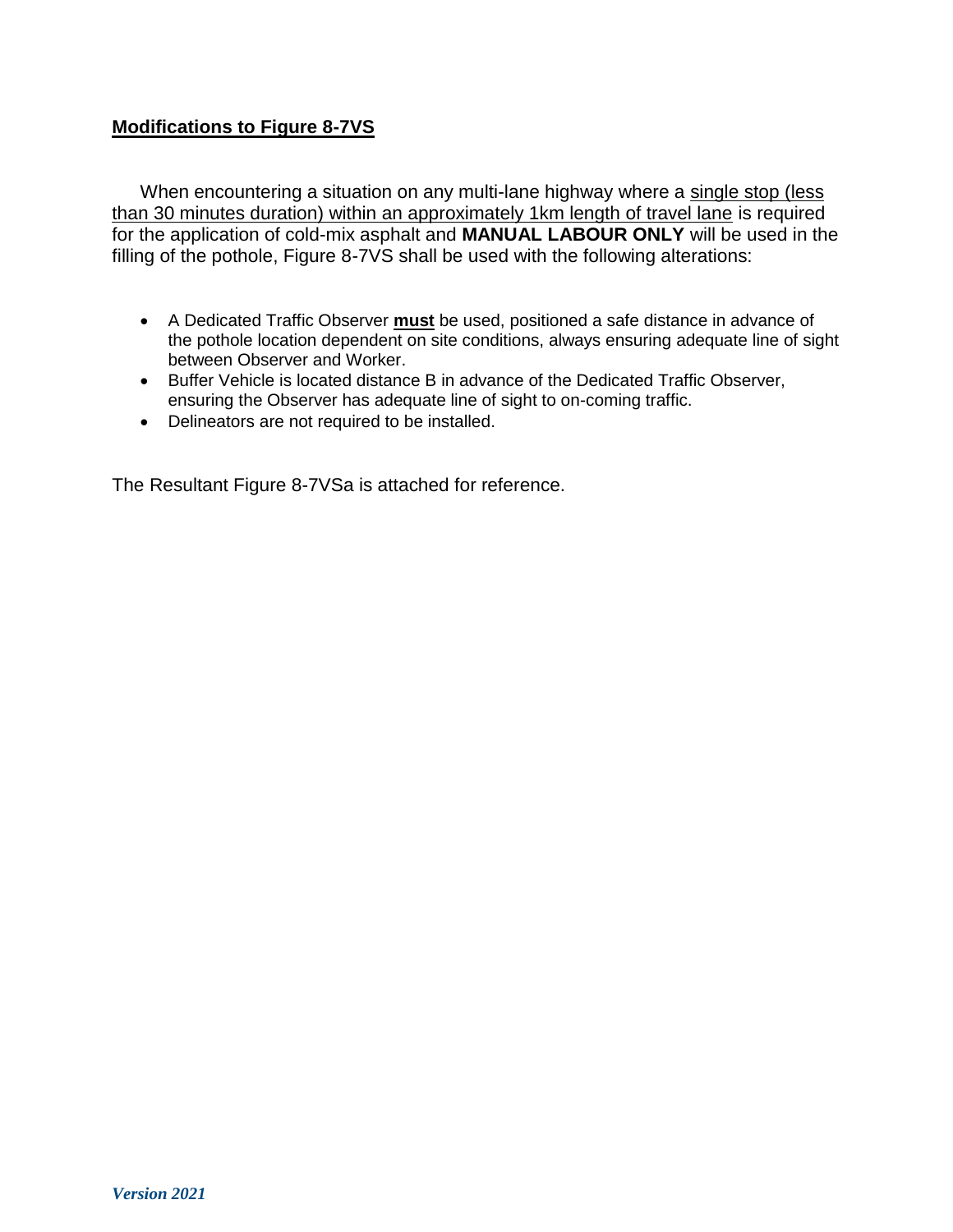## **Modifications to Figure 8-7VS**

When encountering a situation on any multi-lane highway where a <u>single stop (less than 30 minutes duration) within an approximately 1km length of travel lane</u> is required for the application of cold-mix asphalt and **MANUAL LABOUR ONLY** will be used in the filling of the pothole, Figure 8-7VS shall be used with the following alterations:

- A Dedicated Traffic Observer **<u>must</u>** be used, positioned a safe distance in advance of the pothole location dependent on site conditions, always ensuring adequate line of sight between Observer and Worker.
- Buffer Vehicle is located distance B in advance of the Dedicated Traffic Observer, ensuring the Observer has adequate line of sight to on-coming traffic.
- Delineators are not required to be installed.

The Resultant Figure 8-7VSa is attached for reference.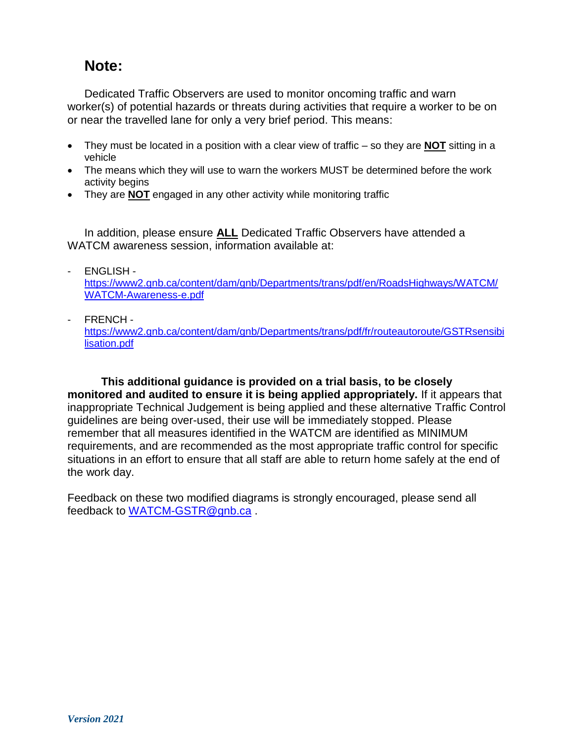## Note:

Dedicated Traffic Observers are used to monitor oncoming traffic and warn worker(s) of potential hazards or threats during activities that require a worker to be on or near the travelled lane for only a very brief period. This means:

- They must be located in a position with a clear view of traffic – so they are **NOT** sitting in a vehicle
- The means which they will use to warn the workers MUST be determined before the work activity begins
- They are **NOT** engaged in any other activity while monitoring traffic

In addition, please ensure **ALL** Dedicated Traffic Observers have attended a WATCM awareness session, information available at:

- ENGLISH - https://www2.gnb.ca/content/dam/gnb/Departments/trans/pdf/en/RoadsHighways/WATCM/WATCM-Awareness-e.pdf
- FRENCH - https://www2.gnb.ca/content/dam/gnb/Departments/trans/pdf/fr/routeautoroute/GSTRsensibilisation.pdf

**This additional guidance is provided on a trial basis, to be closely monitored and audited to ensure it is being applied appropriately.** If it appears that inappropriate Technical Judgement is being applied and these alternative Traffic Control guidelines are being over-used, their use will be immediately stopped. Please remember that all measures identified in the WATCM are identified as MINIMUM requirements, and are recommended as the most appropriate traffic control for specific situations in an effort to ensure that all staff are able to return home safely at the end of the work day.

Feedback on these two modified diagrams is strongly encouraged, please send all feedback to WATCM-GSTR@gnb.ca .

*Version 2021*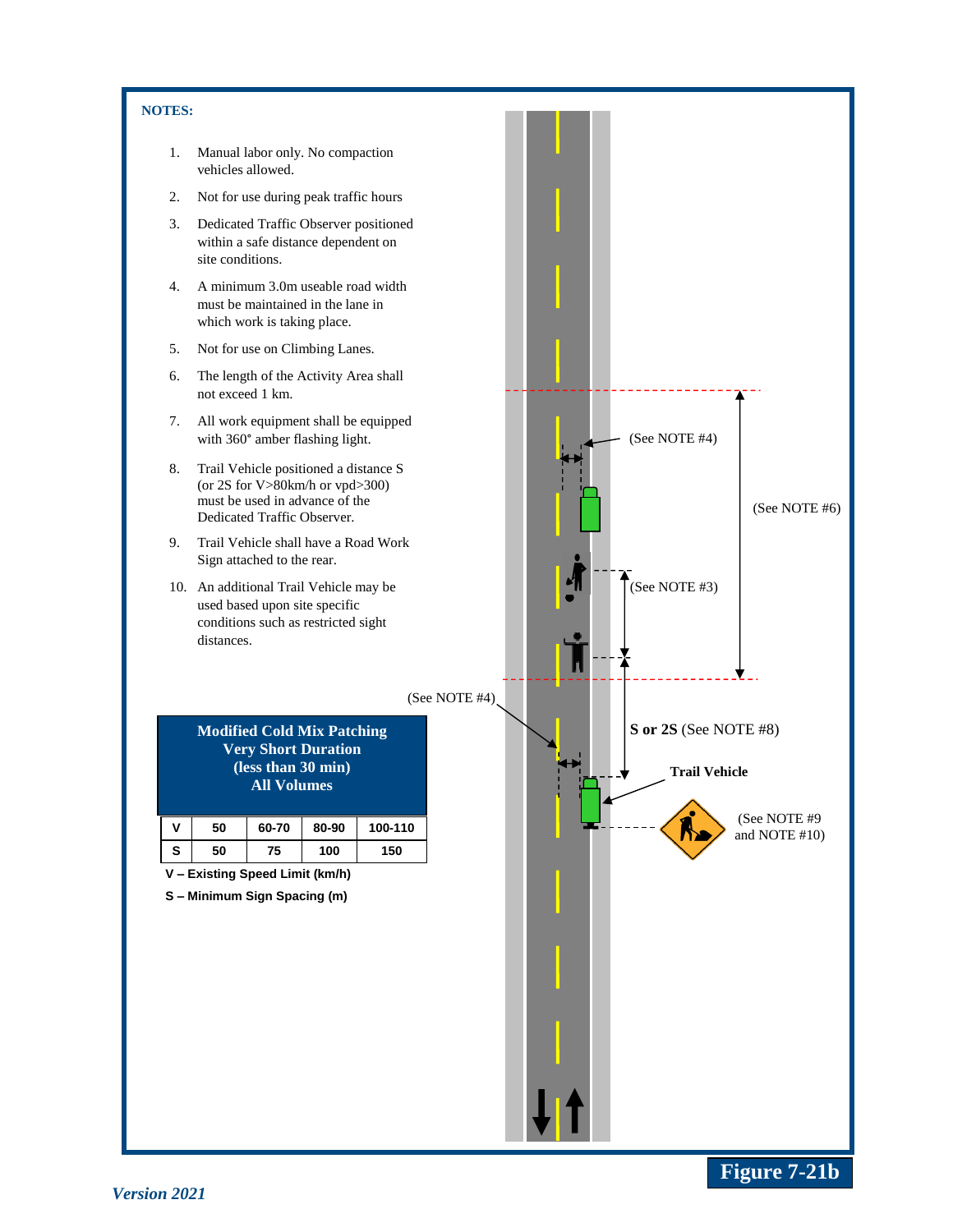**NOTES:**

1. Manual labor only. No compaction vehicles allowed.
2. Not for use during peak traffic hours
3. Dedicated Traffic Observer positioned within a safe distance dependent on site conditions.
4. A minimum 3.0m useable road width must be maintained in the lane in which work is taking place.
5. Not for use on Climbing Lanes.
6. The length of the Activity Area shall not exceed 1 km.
7. All work equipment shall be equipped with 360° amber flashing light.
8. Trail Vehicle positioned a distance S (or 2S for V>80km/h or vpd>300) must be used in advance of the Dedicated Traffic Observer.
9. Trail Vehicle shall have a Road Work Sign attached to the rear.
10. An additional Trail Vehicle may be used based upon site specific conditions such as restricted sight distances.

**Modified Cold Mix Patching**
**Very Short Duration**
**(less than 30 min)**
**All Volumes**

| V | 50 | 60-70 | 80-90 | 100-110 |
|---|---|---|---|---|
| S | 50 | 75 | 100 | 150 |

**V – Existing Speed Limit (km/h)**

**S – Minimum Sign Spacing (m)**

(See NOTE #4)

(See NOTE #6)

(See NOTE #3)

(See NOTE #4)

**S or 2S** (See NOTE #8)

**Trail Vehicle**

(See NOTE #9 and NOTE #10)

**Figure 7-21b**

*Version 2021*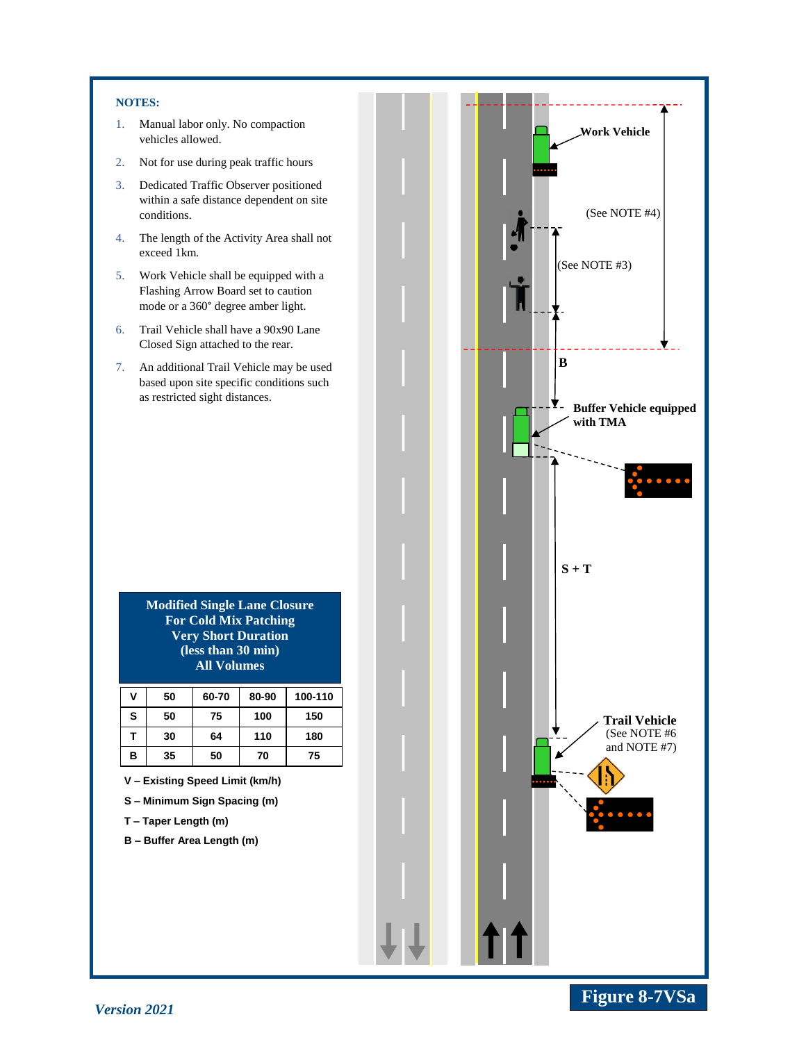**NOTES:**

1. Manual labor only. No compaction vehicles allowed.
2. Not for use during peak traffic hours
3. Dedicated Traffic Observer positioned within a safe distance dependent on site conditions.
4. The length of the Activity Area shall not exceed 1km.
5. Work Vehicle shall be equipped with a Flashing Arrow Board set to caution mode or a 360° degree amber light.
6. Trail Vehicle shall have a 90x90 Lane Closed Sign attached to the rear.
7. An additional Trail Vehicle may be used based upon site specific conditions such as restricted sight distances.

**Modified Single Lane Closure For Cold Mix Patching Very Short Duration (less than 30 min) All Volumes**

| V | 50 | 60-70 | 80-90 | 100-110 |
|---|---|---|---|---|
| S | 50 | 75 | 100 | 150 |
| T | 30 | 64 | 110 | 180 |
| B | 35 | 50 | 70 | 75 |

**V – Existing Speed Limit (km/h)**

**S – Minimum Sign Spacing (m)**

**T – Taper Length (m)**

**B – Buffer Area Length (m)**

**Work Vehicle**

(See NOTE #4)

(See NOTE #3)

**B**

**Buffer Vehicle equipped with TMA**

**S + T**

**Trail Vehicle**
(See NOTE #6 and NOTE #7)

**Figure 8-7VSa**

*Version 2021*